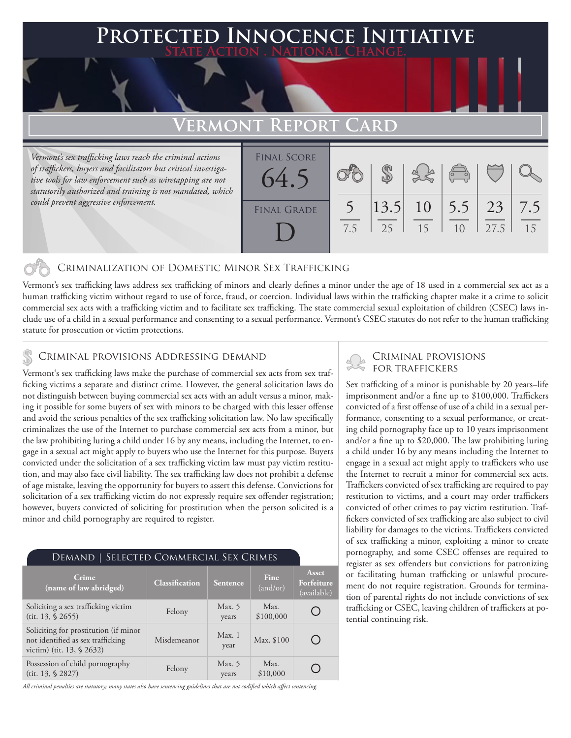# Protected Innocence Initiative

State Action . National Change.

## Vermont Report Card

*Vermont's sex trafficking laws reach the criminal actions of traffickers, buyers and facilitators but critical investigative tools for law enforcement such as wiretapping are not statutorily authorized and training is not mandated, which could prevent aggressive enforcement.*

Final Score: 64.5

Final Grade: D

| Criminalization of Domestic Minor Sex Trafficking | Criminal Provisions Addressing Demand | Criminal Provisions for Traffickers | Criminal Provisions for Facilitators | Protective Provisions for the Child Victims | Criminal Justice Tools for Investigation and Prosecution |
|---|---|---|---|---|---|
| 5 / 7.5 | 13.5 / 25 | 10 / 15 | 5.5 / 10 | 23 / 27.5 | 7.5 / 15 |

### Criminalization of Domestic Minor Sex Trafficking

Vermont's sex trafficking laws address sex trafficking of minors and clearly defines a minor under the age of 18 used in a commercial sex act as a human trafficking victim without regard to use of force, fraud, or coercion. Individual laws within the trafficking chapter make it a crime to solicit commercial sex acts with a trafficking victim and to facilitate sex trafficking. The state commercial sexual exploitation of children (CSEC) laws include use of a child in a sexual performance and consenting to a sexual performance. Vermont's CSEC statutes do not refer to the human trafficking statute for prosecution or victim protections.

### Criminal provisions Addressing demand

Vermont's sex trafficking laws make the purchase of commercial sex acts from sex trafficking victims a separate and distinct crime. However, the general solicitation laws do not distinguish between buying commercial sex acts with an adult versus a minor, making it possible for some buyers of sex with minors to be charged with this lesser offense and avoid the serious penalties of the sex trafficking solicitation law. No law specifically criminalizes the use of the Internet to purchase commercial sex acts from a minor, but the law prohibiting luring a child under 16 by any means, including the Internet, to engage in a sexual act might apply to buyers who use the Internet for this purpose. Buyers convicted under the solicitation of a sex trafficking victim law must pay victim restitution, and may also face civil liability. The sex trafficking law does not prohibit a defense of age mistake, leaving the opportunity for buyers to assert this defense. Convictions for solicitation of a sex trafficking victim do not expressly require sex offender registration; however, buyers convicted of soliciting for prostitution when the person solicited is a minor and child pornography are required to register.

#### Demand | Selected Commercial Sex Crimes

| Crime (name of law abridged) | Classification | Sentence | Fine (and/or) | Asset Forfeiture (available) |
|---|---|---|---|---|
| Soliciting a sex trafficking victim (tit. 13, § 2655) | Felony | Max. 5 years | Max. $100,000 | ○ |
| Soliciting for prostitution (if minor not identified as sex trafficking victim) (tit. 13, § 2632) | Misdemeanor | Max. 1 year | Max. $100 | ○ |
| Possession of child pornography (tit. 13, § 2827) | Felony | Max. 5 years | Max. $10,000 | ○ |

*All criminal penalties are statutory; many states also have sentencing guidelines that are not codified which affect sentencing.*

### Criminal provisions for traffickers

Sex trafficking of a minor is punishable by 20 years–life imprisonment and/or a fine up to $100,000. Traffickers convicted of a first offense of use of a child in a sexual performance, consenting to a sexual performance, or creating child pornography face up to 10 years imprisonment and/or a fine up to $20,000. The law prohibiting luring a child under 16 by any means including the Internet to engage in a sexual act might apply to traffickers who use the Internet to recruit a minor for commercial sex acts. Traffickers convicted of sex trafficking are required to pay restitution to victims, and a court may order traffickers convicted of other crimes to pay victim restitution. Traffickers convicted of sex trafficking are also subject to civil liability for damages to the victims. Traffickers convicted of sex trafficking a minor, exploiting a minor to create pornography, and some CSEC offenses are required to register as sex offenders but convictions for patronizing or facilitating human trafficking or unlawful procurement do not require registration. Grounds for termination of parental rights do not include convictions of sex trafficking or CSEC, leaving children of traffickers at potential continuing risk.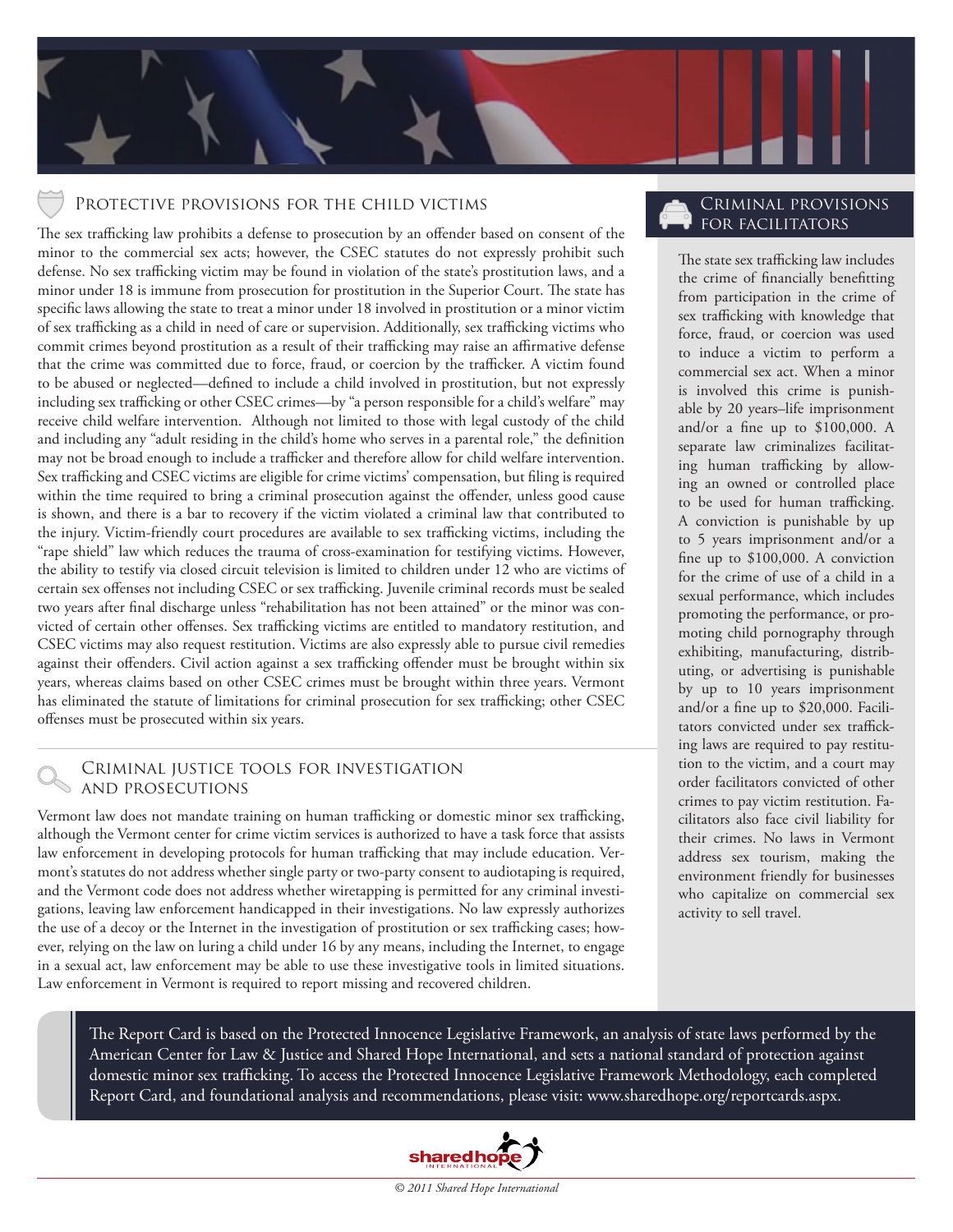## Protective provisions for the child victims

The sex trafficking law prohibits a defense to prosecution by an offender based on consent of the minor to the commercial sex acts; however, the CSEC statutes do not expressly prohibit such defense. No sex trafficking victim may be found in violation of the state's prostitution laws, and a minor under 18 is immune from prosecution for prostitution in the Superior Court. The state has specific laws allowing the state to treat a minor under 18 involved in prostitution or a minor victim of sex trafficking as a child in need of care or supervision. Additionally, sex trafficking victims who commit crimes beyond prostitution as a result of their trafficking may raise an affirmative defense that the crime was committed due to force, fraud, or coercion by the trafficker. A victim found to be abused or neglected—defined to include a child involved in prostitution, but not expressly including sex trafficking or other CSEC crimes—by "a person responsible for a child's welfare" may receive child welfare intervention. Although not limited to those with legal custody of the child and including any "adult residing in the child's home who serves in a parental role," the definition may not be broad enough to include a trafficker and therefore allow for child welfare intervention. Sex trafficking and CSEC victims are eligible for crime victims' compensation, but filing is required within the time required to bring a criminal prosecution against the offender, unless good cause is shown, and there is a bar to recovery if the victim violated a criminal law that contributed to the injury. Victim-friendly court procedures are available to sex trafficking victims, including the "rape shield" law which reduces the trauma of cross-examination for testifying victims. However, the ability to testify via closed circuit television is limited to children under 12 who are victims of certain sex offenses not including CSEC or sex trafficking. Juvenile criminal records must be sealed two years after final discharge unless "rehabilitation has not been attained" or the minor was convicted of certain other offenses. Sex trafficking victims are entitled to mandatory restitution, and CSEC victims may also request restitution. Victims are also expressly able to pursue civil remedies against their offenders. Civil action against a sex trafficking offender must be brought within six years, whereas claims based on other CSEC crimes must be brought within three years. Vermont has eliminated the statute of limitations for criminal prosecution for sex trafficking; other CSEC offenses must be prosecuted within six years.

## Criminal justice tools for investigation and prosecutions

Vermont law does not mandate training on human trafficking or domestic minor sex trafficking, although the Vermont center for crime victim services is authorized to have a task force that assists law enforcement in developing protocols for human trafficking that may include education. Vermont's statutes do not address whether single party or two-party consent to audiotaping is required, and the Vermont code does not address whether wiretapping is permitted for any criminal investigations, leaving law enforcement handicapped in their investigations. No law expressly authorizes the use of a decoy or the Internet in the investigation of prostitution or sex trafficking cases; however, relying on the law on luring a child under 16 by any means, including the Internet, to engage in a sexual act, law enforcement may be able to use these investigative tools in limited situations. Law enforcement in Vermont is required to report missing and recovered children.

## Criminal provisions for facilitators

The state sex trafficking law includes the crime of financially benefitting from participation in the crime of sex trafficking with knowledge that force, fraud, or coercion was used to induce a victim to perform a commercial sex act. When a minor is involved this crime is punishable by 20 years–life imprisonment and/or a fine up to $100,000. A separate law criminalizes facilitating human trafficking by allowing an owned or controlled place to be used for human trafficking. A conviction is punishable by up to 5 years imprisonment and/or a fine up to $100,000. A conviction for the crime of use of a child in a sexual performance, which includes promoting the performance, or promoting child pornography through exhibiting, manufacturing, distributing, or advertising is punishable by up to 10 years imprisonment and/or a fine up to $20,000. Facilitators convicted under sex trafficking laws are required to pay restitution to the victim, and a court may order facilitators convicted of other crimes to pay victim restitution. Facilitators also face civil liability for their crimes. No laws in Vermont address sex tourism, making the environment friendly for businesses who capitalize on commercial sex activity to sell travel.

The Report Card is based on the Protected Innocence Legislative Framework, an analysis of state laws performed by the American Center for Law & Justice and Shared Hope International, and sets a national standard of protection against domestic minor sex trafficking. To access the Protected Innocence Legislative Framework Methodology, each completed Report Card, and foundational analysis and recommendations, please visit: www.sharedhope.org/reportcards.aspx.

*© 2011 Shared Hope International*